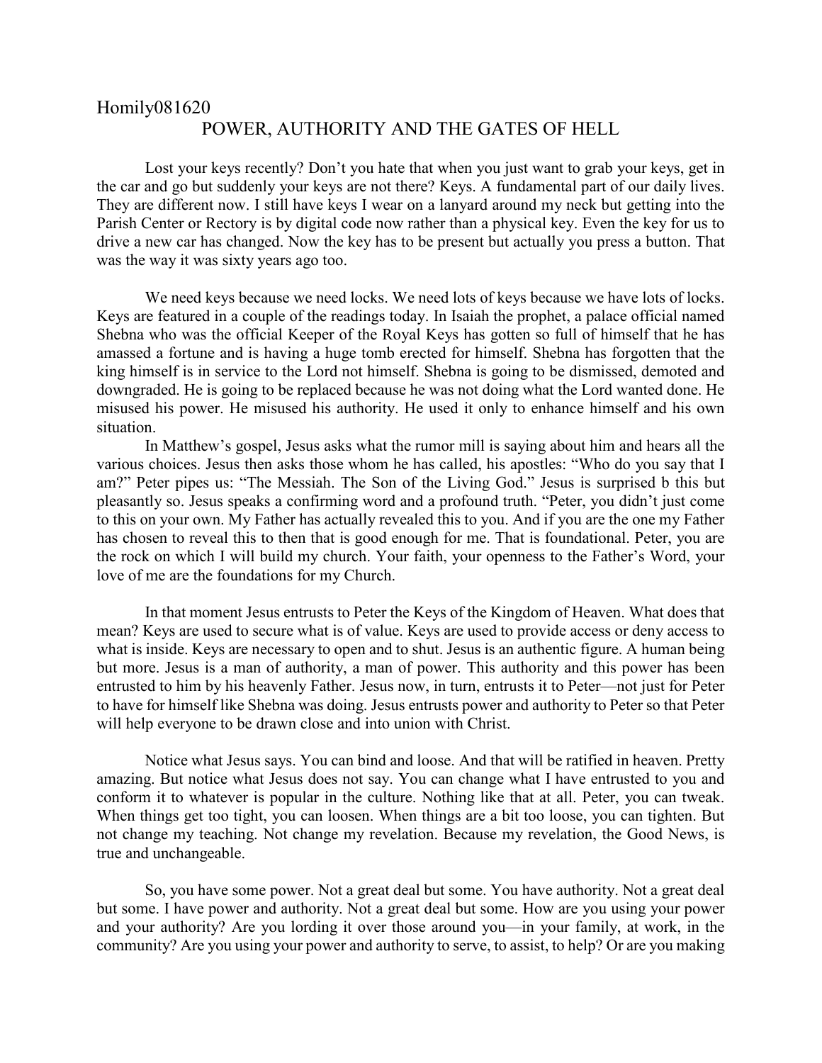Homily081620

# POWER, AUTHORITY AND THE GATES OF HELL

Lost your keys recently? Don't you hate that when you just want to grab your keys, get in the car and go but suddenly your keys are not there? Keys. A fundamental part of our daily lives. They are different now. I still have keys I wear on a lanyard around my neck but getting into the Parish Center or Rectory is by digital code now rather than a physical key. Even the key for us to drive a new car has changed. Now the key has to be present but actually you press a button. That was the way it was sixty years ago too.

We need keys because we need locks. We need lots of keys because we have lots of locks. Keys are featured in a couple of the readings today. In Isaiah the prophet, a palace official named Shebna who was the official Keeper of the Royal Keys has gotten so full of himself that he has amassed a fortune and is having a huge tomb erected for himself. Shebna has forgotten that the king himself is in service to the Lord not himself. Shebna is going to be dismissed, demoted and downgraded. He is going to be replaced because he was not doing what the Lord wanted done. He misused his power. He misused his authority. He used it only to enhance himself and his own situation.

In Matthew's gospel, Jesus asks what the rumor mill is saying about him and hears all the various choices. Jesus then asks those whom he has called, his apostles: "Who do you say that I am?" Peter pipes us: "The Messiah. The Son of the Living God." Jesus is surprised b this but pleasantly so. Jesus speaks a confirming word and a profound truth. "Peter, you didn't just come to this on your own. My Father has actually revealed this to you. And if you are the one my Father has chosen to reveal this to then that is good enough for me. That is foundational. Peter, you are the rock on which I will build my church. Your faith, your openness to the Father's Word, your love of me are the foundations for my Church.

In that moment Jesus entrusts to Peter the Keys of the Kingdom of Heaven. What does that mean? Keys are used to secure what is of value. Keys are used to provide access or deny access to what is inside. Keys are necessary to open and to shut. Jesus is an authentic figure. A human being but more. Jesus is a man of authority, a man of power. This authority and this power has been entrusted to him by his heavenly Father. Jesus now, in turn, entrusts it to Peter—not just for Peter to have for himself like Shebna was doing. Jesus entrusts power and authority to Peter so that Peter will help everyone to be drawn close and into union with Christ.

Notice what Jesus says. You can bind and loose. And that will be ratified in heaven. Pretty amazing. But notice what Jesus does not say. You can change what I have entrusted to you and conform it to whatever is popular in the culture. Nothing like that at all. Peter, you can tweak. When things get too tight, you can loosen. When things are a bit too loose, you can tighten. But not change my teaching. Not change my revelation. Because my revelation, the Good News, is true and unchangeable.

So, you have some power. Not a great deal but some. You have authority. Not a great deal but some. I have power and authority. Not a great deal but some. How are you using your power and your authority? Are you lording it over those around you—in your family, at work, in the community? Are you using your power and authority to serve, to assist, to help? Or are you making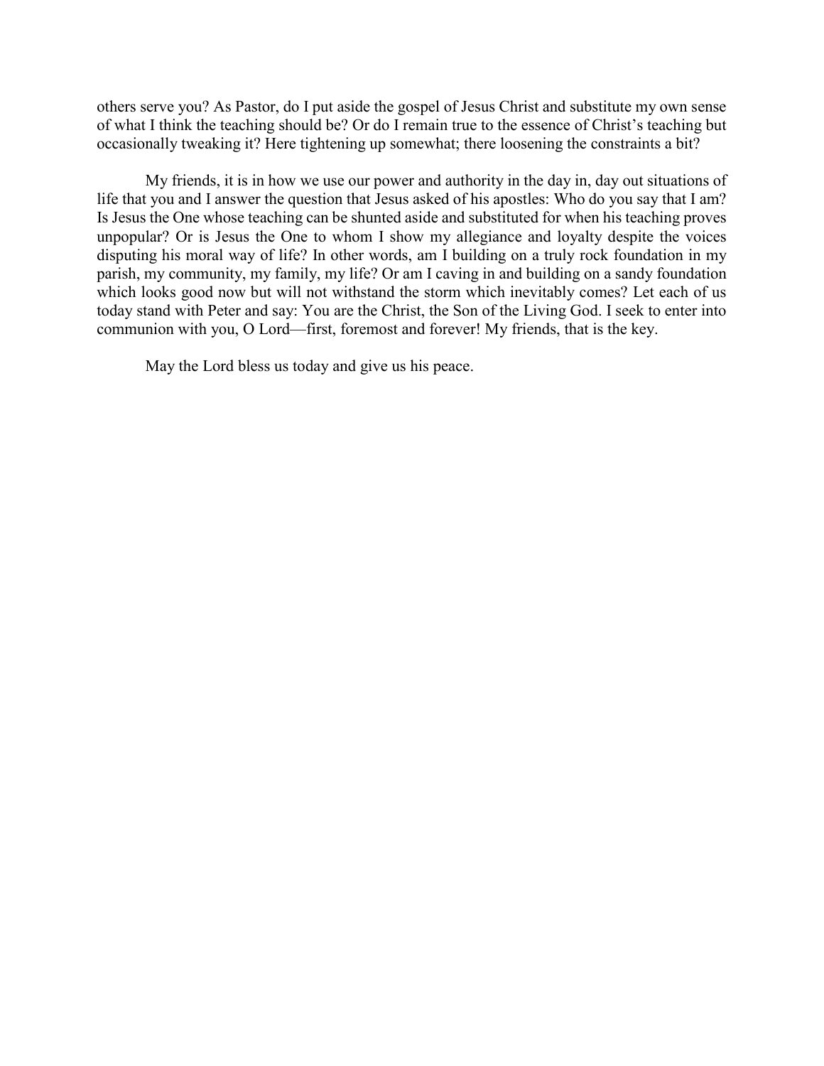others serve you? As Pastor, do I put aside the gospel of Jesus Christ and substitute my own sense of what I think the teaching should be? Or do I remain true to the essence of Christ's teaching but occasionally tweaking it? Here tightening up somewhat; there loosening the constraints a bit?

My friends, it is in how we use our power and authority in the day in, day out situations of life that you and I answer the question that Jesus asked of his apostles: Who do you say that I am? Is Jesus the One whose teaching can be shunted aside and substituted for when his teaching proves unpopular? Or is Jesus the One to whom I show my allegiance and loyalty despite the voices disputing his moral way of life? In other words, am I building on a truly rock foundation in my parish, my community, my family, my life? Or am I caving in and building on a sandy foundation which looks good now but will not withstand the storm which inevitably comes? Let each of us today stand with Peter and say: You are the Christ, the Son of the Living God. I seek to enter into communion with you, O Lord—first, foremost and forever! My friends, that is the key.

May the Lord bless us today and give us his peace.